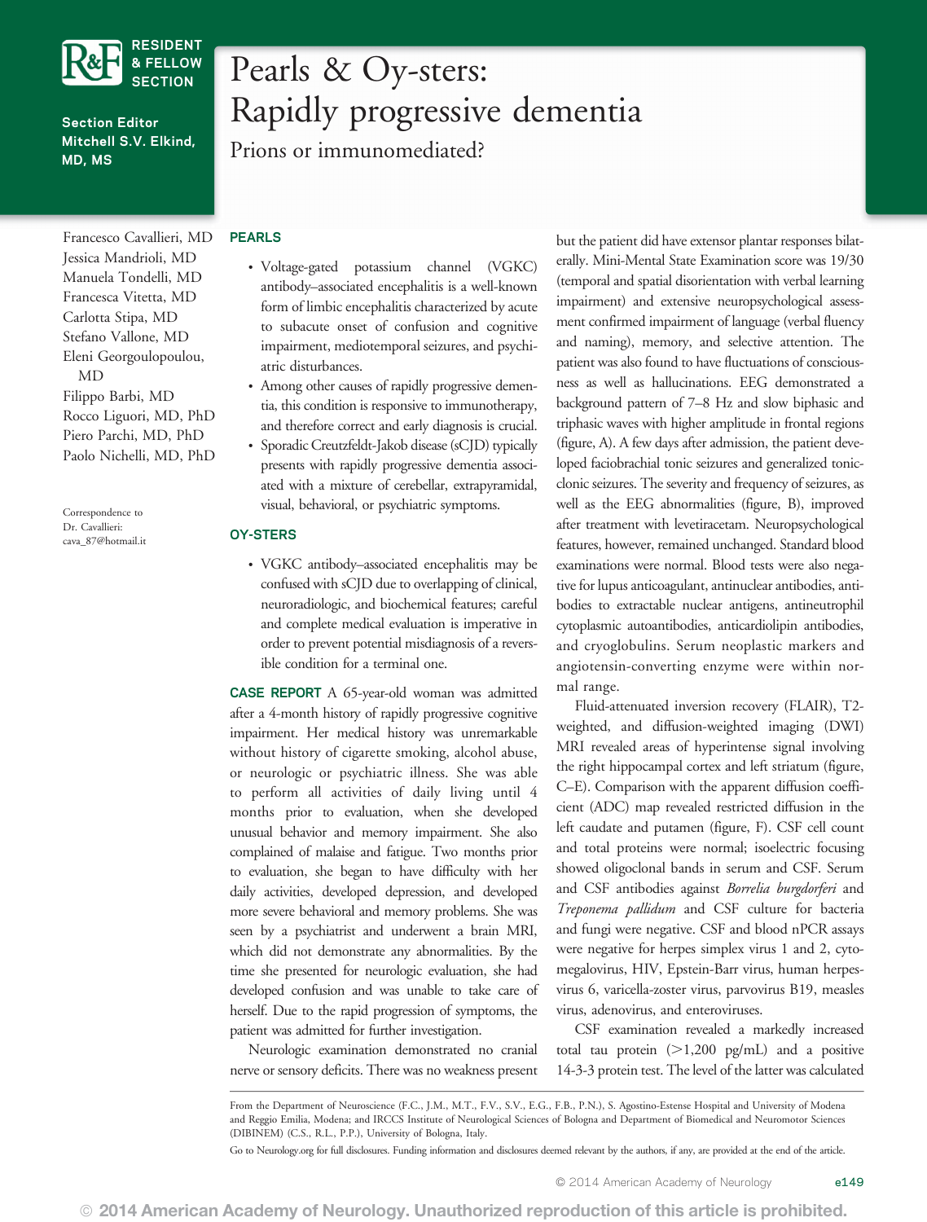# Pearls & Oy-sters: Rapidly progressive dementia

## Prions or immunomediated?

Francesco Cavallieri, MD
Jessica Mandrioli, MD
Manuela Tondelli, MD
Francesca Vitetta, MD
Carlotta Stipa, MD
Stefano Vallone, MD
Eleni Georgoulopoulou, MD
Filippo Barbi, MD
Rocco Liguori, MD, PhD
Piero Parchi, MD, PhD
Paolo Nichelli, MD, PhD

Correspondence to Dr. Cavallieri: cava_87@hotmail.it

### PEARLS

- Voltage-gated potassium channel (VGKC) antibody–associated encephalitis is a well-known form of limbic encephalitis characterized by acute to subacute onset of confusion and cognitive impairment, mediotemporal seizures, and psychiatric disturbances.
- Among other causes of rapidly progressive dementia, this condition is responsive to immunotherapy, and therefore correct and early diagnosis is crucial.
- Sporadic Creutzfeldt-Jakob disease (sCJD) typically presents with rapidly progressive dementia associated with a mixture of cerebellar, extrapyramidal, visual, behavioral, or psychiatric symptoms.

### OY-STERS

- VGKC antibody–associated encephalitis may be confused with sCJD due to overlapping of clinical, neuroradiologic, and biochemical features; careful and complete medical evaluation is imperative in order to prevent potential misdiagnosis of a reversible condition for a terminal one.

**CASE REPORT** A 65-year-old woman was admitted after a 4-month history of rapidly progressive cognitive impairment. Her medical history was unremarkable without history of cigarette smoking, alcohol abuse, or neurologic or psychiatric illness. She was able to perform all activities of daily living until 4 months prior to evaluation, when she developed unusual behavior and memory impairment. She also complained of malaise and fatigue. Two months prior to evaluation, she began to have difficulty with her daily activities, developed depression, and developed more severe behavioral and memory problems. She was seen by a psychiatrist and underwent a brain MRI, which did not demonstrate any abnormalities. By the time she presented for neurologic evaluation, she had developed confusion and was unable to take care of herself. Due to the rapid progression of symptoms, the patient was admitted for further investigation.

Neurologic examination demonstrated no cranial nerve or sensory deficits. There was no weakness present but the patient did have extensor plantar responses bilaterally. Mini-Mental State Examination score was 19/30 (temporal and spatial disorientation with verbal learning impairment) and extensive neuropsychological assessment confirmed impairment of language (verbal fluency and naming), memory, and selective attention. The patient was also found to have fluctuations of consciousness as well as hallucinations. EEG demonstrated a background pattern of 7–8 Hz and slow biphasic and triphasic waves with higher amplitude in frontal regions (figure, A). A few days after admission, the patient developed faciobrachial tonic seizures and generalized tonic-clonic seizures. The severity and frequency of seizures, as well as the EEG abnormalities (figure, B), improved after treatment with levetiracetam. Neuropsychological features, however, remained unchanged. Standard blood examinations were normal. Blood tests were also negative for lupus anticoagulant, antinuclear antibodies, antibodies to extractable nuclear antigens, antineutrophil cytoplasmic autoantibodies, anticardiolipin antibodies, and cryoglobulins. Serum neoplastic markers and angiotensin-converting enzyme were within normal range.

Fluid-attenuated inversion recovery (FLAIR), T2-weighted, and diffusion-weighted imaging (DWI) MRI revealed areas of hyperintense signal involving the right hippocampal cortex and left striatum (figure, C–E). Comparison with the apparent diffusion coefficient (ADC) map revealed restricted diffusion in the left caudate and putamen (figure, F). CSF cell count and total proteins were normal; isoelectric focusing showed oligoclonal bands in serum and CSF. Serum and CSF antibodies against *Borrelia burgdorferi* and *Treponema pallidum* and CSF culture for bacteria and fungi were negative. CSF and blood nPCR assays were negative for herpes simplex virus 1 and 2, cytomegalovirus, HIV, Epstein-Barr virus, human herpesvirus 6, varicella-zoster virus, parvovirus B19, measles virus, adenovirus, and enteroviruses.

CSF examination revealed a markedly increased total tau protein (>1,200 pg/mL) and a positive 14-3-3 protein test. The level of the latter was calculated

From the Department of Neuroscience (F.C., J.M., M.T., F.V., S.V., E.G., F.B., P.N.), S. Agostino-Estense Hospital and University of Modena and Reggio Emilia, Modena; and IRCCS Institute of Neurological Sciences of Bologna and Department of Biomedical and Neuromotor Sciences (DIBINEM) (C.S., R.L., P.P.), University of Bologna, Italy.

Go to Neurology.org for full disclosures. Funding information and disclosures deemed relevant by the authors, if any, are provided at the end of the article.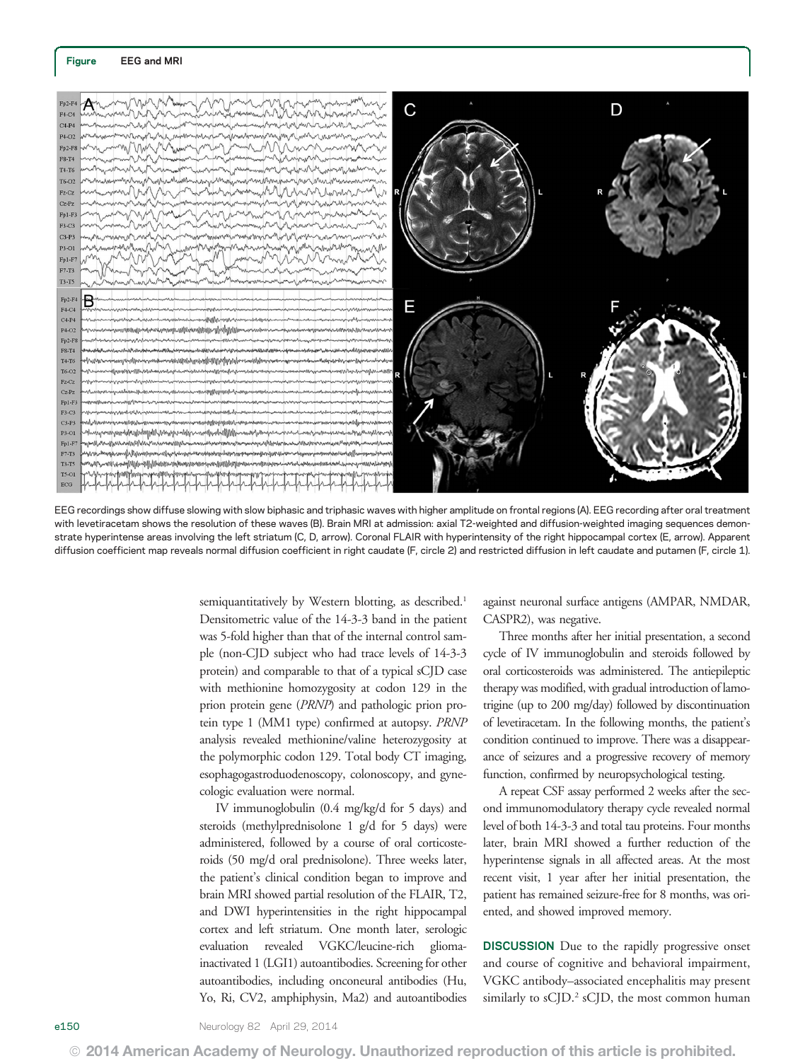**Figure EEG and MRI**

EEG recordings show diffuse slowing with slow biphasic and triphasic waves with higher amplitude on frontal regions (A). EEG recording after oral treatment with levetiracetam shows the resolution of these waves (B). Brain MRI at admission: axial T2-weighted and diffusion-weighted imaging sequences demonstrate hyperintense areas involving the left striatum (C, D, arrow). Coronal FLAIR with hyperintensity of the right hippocampal cortex (E, arrow). Apparent diffusion coefficient map reveals normal diffusion coefficient in right caudate (F, circle 2) and restricted diffusion in left caudate and putamen (F, circle 1).

semiquantitatively by Western blotting, as described.[1] Densitometric value of the 14-3-3 band in the patient was 5-fold higher than that of the internal control sample (non-CJD subject who had trace levels of 14-3-3 protein) and comparable to that of a typical sCJD case with methionine homozygosity at codon 129 in the prion protein gene (*PRNP*) and pathologic prion protein type 1 (MM1 type) confirmed at autopsy. *PRNP* analysis revealed methionine/valine heterozygosity at the polymorphic codon 129. Total body CT imaging, esophagogastroduodenoscopy, colonoscopy, and gynecologic evaluation were normal.

IV immunoglobulin (0.4 mg/kg/d for 5 days) and steroids (methylprednisolone 1 g/d for 5 days) were administered, followed by a course of oral corticosteroids (50 mg/d oral prednisolone). Three weeks later, the patient's clinical condition began to improve and brain MRI showed partial resolution of the FLAIR, T2, and DWI hyperintensities in the right hippocampal cortex and left striatum. One month later, serologic evaluation revealed VGKC/leucine-rich glioma-inactivated 1 (LGI1) autoantibodies. Screening for other autoantibodies, including onconeural antibodies (Hu, Yo, Ri, CV2, amphiphysin, Ma2) and autoantibodies against neuronal surface antigens (AMPAR, NMDAR, CASPR2), was negative.

Three months after her initial presentation, a second cycle of IV immunoglobulin and steroids followed by oral corticosteroids was administered. The antiepileptic therapy was modified, with gradual introduction of lamotrigine (up to 200 mg/day) followed by discontinuation of levetiracetam. In the following months, the patient's condition continued to improve. There was a disappearance of seizures and a progressive recovery of memory function, confirmed by neuropsychological testing.

A repeat CSF assay performed 2 weeks after the second immunomodulatory therapy cycle revealed normal level of both 14-3-3 and total tau proteins. Four months later, brain MRI showed a further reduction of the hyperintense signals in all affected areas. At the most recent visit, 1 year after her initial presentation, the patient has remained seizure-free for 8 months, was oriented, and showed improved memory.

**DISCUSSION** Due to the rapidly progressive onset and course of cognitive and behavioral impairment, VGKC antibody–associated encephalitis may present similarly to sCJD.[2] sCJD, the most common human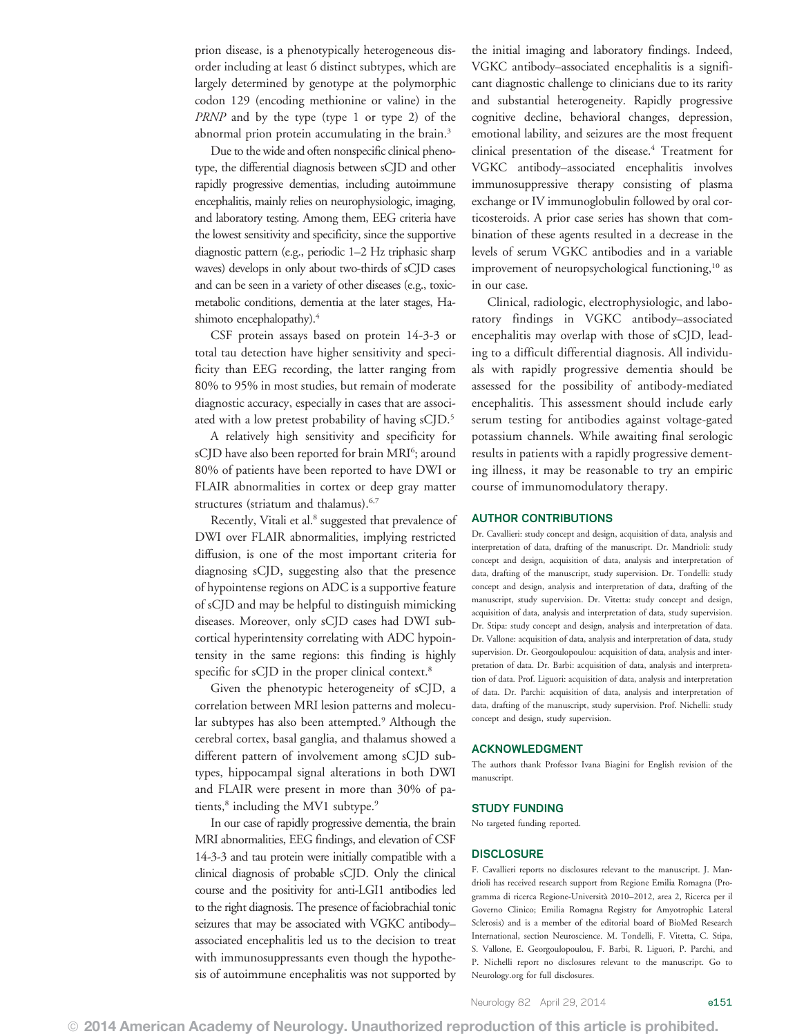prion disease, is a phenotypically heterogeneous disorder including at least 6 distinct subtypes, which are largely determined by genotype at the polymorphic codon 129 (encoding methionine or valine) in the *PRNP* and by the type (type 1 or type 2) of the abnormal prion protein accumulating in the brain.[3]

Due to the wide and often nonspecific clinical phenotype, the differential diagnosis between sCJD and other rapidly progressive dementias, including autoimmune encephalitis, mainly relies on neurophysiologic, imaging, and laboratory testing. Among them, EEG criteria have the lowest sensitivity and specificity, since the supportive diagnostic pattern (e.g., periodic 1–2 Hz triphasic sharp waves) develops in only about two-thirds of sCJD cases and can be seen in a variety of other diseases (e.g., toxic-metabolic conditions, dementia at the later stages, Hashimoto encephalopathy).[4]

CSF protein assays based on protein 14-3-3 or total tau detection have higher sensitivity and specificity than EEG recording, the latter ranging from 80% to 95% in most studies, but remain of moderate diagnostic accuracy, especially in cases that are associated with a low pretest probability of having sCJD.[5]

A relatively high sensitivity and specificity for sCJD have also been reported for brain MRI[6]; around 80% of patients have been reported to have DWI or FLAIR abnormalities in cortex or deep gray matter structures (striatum and thalamus).[6,7]

Recently, Vitali et al.[8] suggested that prevalence of DWI over FLAIR abnormalities, implying restricted diffusion, is one of the most important criteria for diagnosing sCJD, suggesting also that the presence of hypointense regions on ADC is a supportive feature of sCJD and may be helpful to distinguish mimicking diseases. Moreover, only sCJD cases had DWI subcortical hyperintensity correlating with ADC hypointensity in the same regions: this finding is highly specific for sCJD in the proper clinical context.[8]

Given the phenotypic heterogeneity of sCJD, a correlation between MRI lesion patterns and molecular subtypes has also been attempted.[9] Although the cerebral cortex, basal ganglia, and thalamus showed a different pattern of involvement among sCJD subtypes, hippocampal signal alterations in both DWI and FLAIR were present in more than 30% of patients,[8] including the MV1 subtype.[9]

In our case of rapidly progressive dementia, the brain MRI abnormalities, EEG findings, and elevation of CSF 14-3-3 and tau protein were initially compatible with a clinical diagnosis of probable sCJD. Only the clinical course and the positivity for anti-LGI1 antibodies led to the right diagnosis. The presence of faciobrachial tonic seizures that may be associated with VGKC antibody–associated encephalitis led us to the decision to treat with immunosuppressants even though the hypothesis of autoimmune encephalitis was not supported by the initial imaging and laboratory findings. Indeed, VGKC antibody–associated encephalitis is a significant diagnostic challenge to clinicians due to its rarity and substantial heterogeneity. Rapidly progressive cognitive decline, behavioral changes, depression, emotional lability, and seizures are the most frequent clinical presentation of the disease.[4] Treatment for VGKC antibody–associated encephalitis involves immunosuppressive therapy consisting of plasma exchange or IV immunoglobulin followed by oral corticosteroids. A prior case series has shown that combination of these agents resulted in a decrease in the levels of serum VGKC antibodies and in a variable improvement of neuropsychological functioning,[10] as in our case.

Clinical, radiologic, electrophysiologic, and laboratory findings in VGKC antibody–associated encephalitis may overlap with those of sCJD, leading to a difficult differential diagnosis. All individuals with rapidly progressive dementia should be assessed for the possibility of antibody-mediated encephalitis. This assessment should include early serum testing for antibodies against voltage-gated potassium channels. While awaiting final serologic results in patients with a rapidly progressive dementing illness, it may be reasonable to try an empiric course of immunomodulatory therapy.

## AUTHOR CONTRIBUTIONS

Dr. Cavallieri: study concept and design, acquisition of data, analysis and interpretation of data, drafting of the manuscript. Dr. Mandrioli: study concept and design, acquisition of data, analysis and interpretation of data, drafting of the manuscript, study supervision. Dr. Tondelli: study concept and design, analysis and interpretation of data, drafting of the manuscript, study supervision. Dr. Vitetta: study concept and design, acquisition of data, analysis and interpretation of data, study supervision. Dr. Stipa: study concept and design, analysis and interpretation of data. Dr. Vallone: acquisition of data, analysis and interpretation of data, study supervision. Dr. Georgoulopoulou: acquisition of data, analysis and interpretation of data. Dr. Barbi: acquisition of data, analysis and interpretation of data. Prof. Liguori: acquisition of data, analysis and interpretation of data. Dr. Parchi: acquisition of data, analysis and interpretation of data, drafting of the manuscript, study supervision. Prof. Nichelli: study concept and design, study supervision.

## ACKNOWLEDGMENT

The authors thank Professor Ivana Biagini for English revision of the manuscript.

## STUDY FUNDING

No targeted funding reported.

## DISCLOSURE

F. Cavallieri reports no disclosures relevant to the manuscript. J. Mandrioli has received research support from Regione Emilia Romagna (Programma di ricerca Regione-Università 2010–2012, area 2, Ricerca per il Governo Clinico; Emilia Romagna Registry for Amyotrophic Lateral Sclerosis) and is a member of the editorial board of BioMed Research International, section Neuroscience. M. Tondelli, F. Vitetta, C. Stipa, S. Vallone, E. Georgoulopoulou, F. Barbi, R. Liguori, P. Parchi, and P. Nichelli report no disclosures relevant to the manuscript. Go to Neurology.org for full disclosures.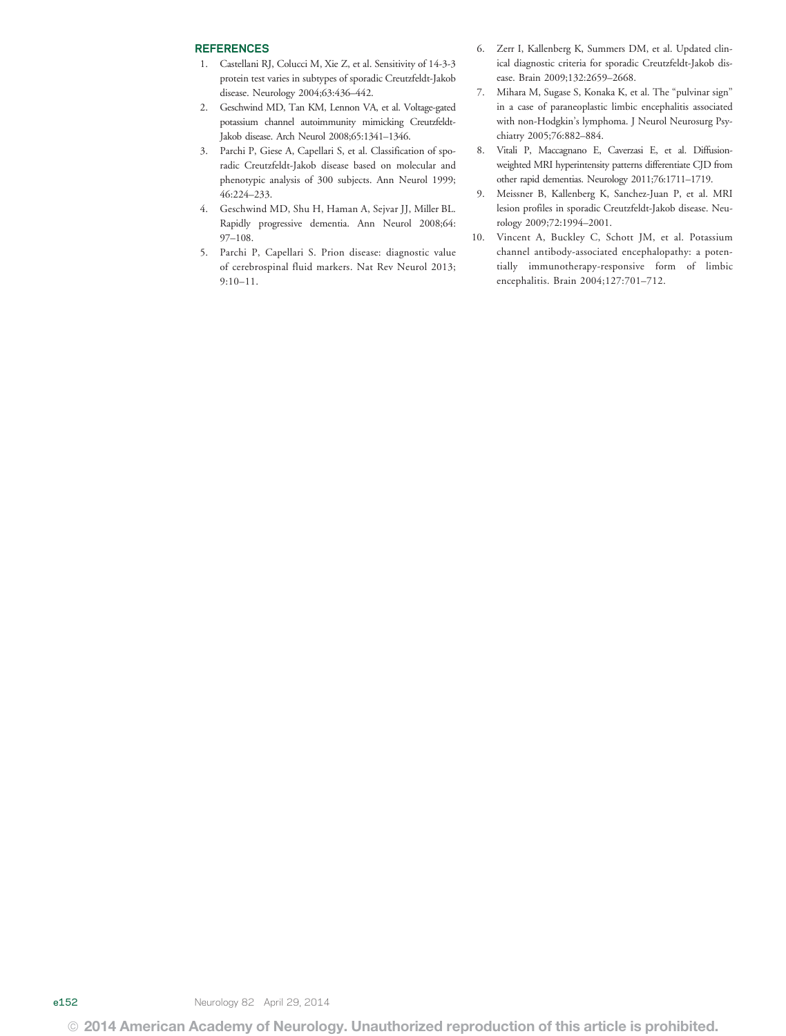## REFERENCES

1. Castellani RJ, Colucci M, Xie Z, et al. Sensitivity of 14-3-3 protein test varies in subtypes of sporadic Creutzfeldt-Jakob disease. Neurology 2004;63:436–442.
2. Geschwind MD, Tan KM, Lennon VA, et al. Voltage-gated potassium channel autoimmunity mimicking Creutzfeldt-Jakob disease. Arch Neurol 2008;65:1341–1346.
3. Parchi P, Giese A, Capellari S, et al. Classification of sporadic Creutzfeldt-Jakob disease based on molecular and phenotypic analysis of 300 subjects. Ann Neurol 1999; 46:224–233.
4. Geschwind MD, Shu H, Haman A, Sejvar JJ, Miller BL. Rapidly progressive dementia. Ann Neurol 2008;64: 97–108.
5. Parchi P, Capellari S. Prion disease: diagnostic value of cerebrospinal fluid markers. Nat Rev Neurol 2013; 9:10–11.
6. Zerr I, Kallenberg K, Summers DM, et al. Updated clinical diagnostic criteria for sporadic Creutzfeldt-Jakob disease. Brain 2009;132:2659–2668.
7. Mihara M, Sugase S, Konaka K, et al. The "pulvinar sign" in a case of paraneoplastic limbic encephalitis associated with non-Hodgkin's lymphoma. J Neurol Neurosurg Psychiatry 2005;76:882–884.
8. Vitali P, Maccagnano E, Caverzasi E, et al. Diffusion-weighted MRI hyperintensity patterns differentiate CJD from other rapid dementias. Neurology 2011;76:1711–1719.
9. Meissner B, Kallenberg K, Sanchez-Juan P, et al. MRI lesion profiles in sporadic Creutzfeldt-Jakob disease. Neurology 2009;72:1994–2001.
10. Vincent A, Buckley C, Schott JM, et al. Potassium channel antibody-associated encephalopathy: a potentially immunotherapy-responsive form of limbic encephalitis. Brain 2004;127:701–712.

© 2014 American Academy of Neurology. Unauthorized reproduction of this article is prohibited.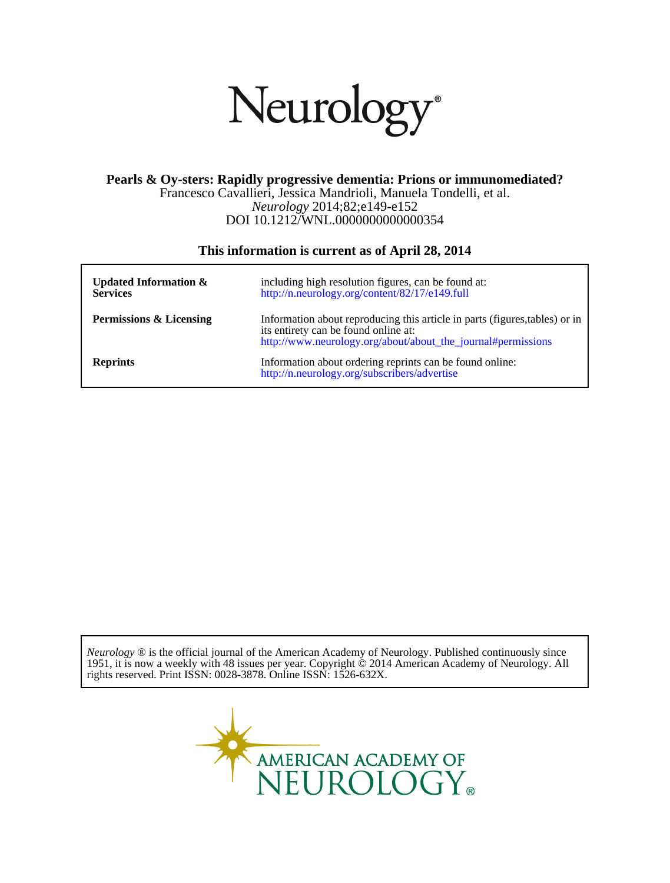# Neurology®

**Pearls & Oy-sters: Rapidly progressive dementia: Prions or immunomediated?**

Francesco Cavallieri, Jessica Mandrioli, Manuela Tondelli, et al.

*Neurology* 2014;82;e149-e152

DOI 10.1212/WNL.0000000000000354

**This information is current as of April 28, 2014**

| | |
|---|---|
| **Updated Information & Services** | including high resolution figures, can be found at: http://n.neurology.org/content/82/17/e149.full |
| **Permissions & Licensing** | Information about reproducing this article in parts (figures,tables) or in its entirety can be found online at: http://www.neurology.org/about/about_the_journal#permissions |
| **Reprints** | Information about ordering reprints can be found online: http://n.neurology.org/subscribers/advertise |

*Neurology* ® is the official journal of the American Academy of Neurology. Published continuously since 1951, it is now a weekly with 48 issues per year. Copyright © 2014 American Academy of Neurology. All rights reserved. Print ISSN: 0028-3878. Online ISSN: 1526-632X.

AMERICAN ACADEMY OF NEUROLOGY®